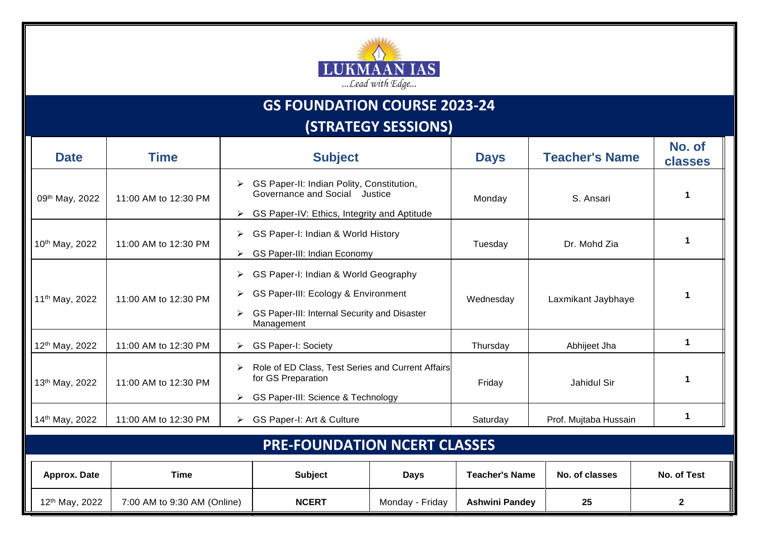LUKMAAN IAS

...Lead with Edge...

# GS FOUNDATION COURSE 2023-24
## (STRATEGY SESSIONS)

| Date | Time | Subject | Days | Teacher's Name | No. of classes |
|---|---|---|---|---|---|
| 09th May, 2022 | 11:00 AM to 12:30 PM | ➢ GS Paper-II: Indian Polity, Constitution, Governance and Social Justice<br>➢ GS Paper-IV: Ethics, Integrity and Aptitude | Monday | S. Ansari | 1 |
| 10th May, 2022 | 11:00 AM to 12:30 PM | ➢ GS Paper-I: Indian & World History<br>➢ GS Paper-III: Indian Economy | Tuesday | Dr. Mohd Zia | 1 |
| 11th May, 2022 | 11:00 AM to 12:30 PM | ➢ GS Paper-I: Indian & World Geography<br>➢ GS Paper-III: Ecology & Environment<br>➢ GS Paper-III: Internal Security and Disaster Management | Wednesday | Laxmikant Jaybhaye | 1 |
| 12th May, 2022 | 11:00 AM to 12:30 PM | ➢ GS Paper-I: Society | Thursday | Abhijeet Jha | 1 |
| 13th May, 2022 | 11:00 AM to 12:30 PM | ➢ Role of ED Class, Test Series and Current Affairs for GS Preparation<br>➢ GS Paper-III: Science & Technology | Friday | Jahidul Sir | 1 |
| 14th May, 2022 | 11:00 AM to 12:30 PM | ➢ GS Paper-I: Art & Culture | Saturday | Prof. Mujtaba Hussain | 1 |

## PRE-FOUNDATION NCERT CLASSES

| Approx. Date | Time | Subject | Days | Teacher's Name | No. of classes | No. of Test |
|---|---|---|---|---|---|---|
| 12th May, 2022 | 7:00 AM to 9:30 AM (Online) | **NCERT** | Monday - Friday | **Ashwini Pandey** | **25** | **2** |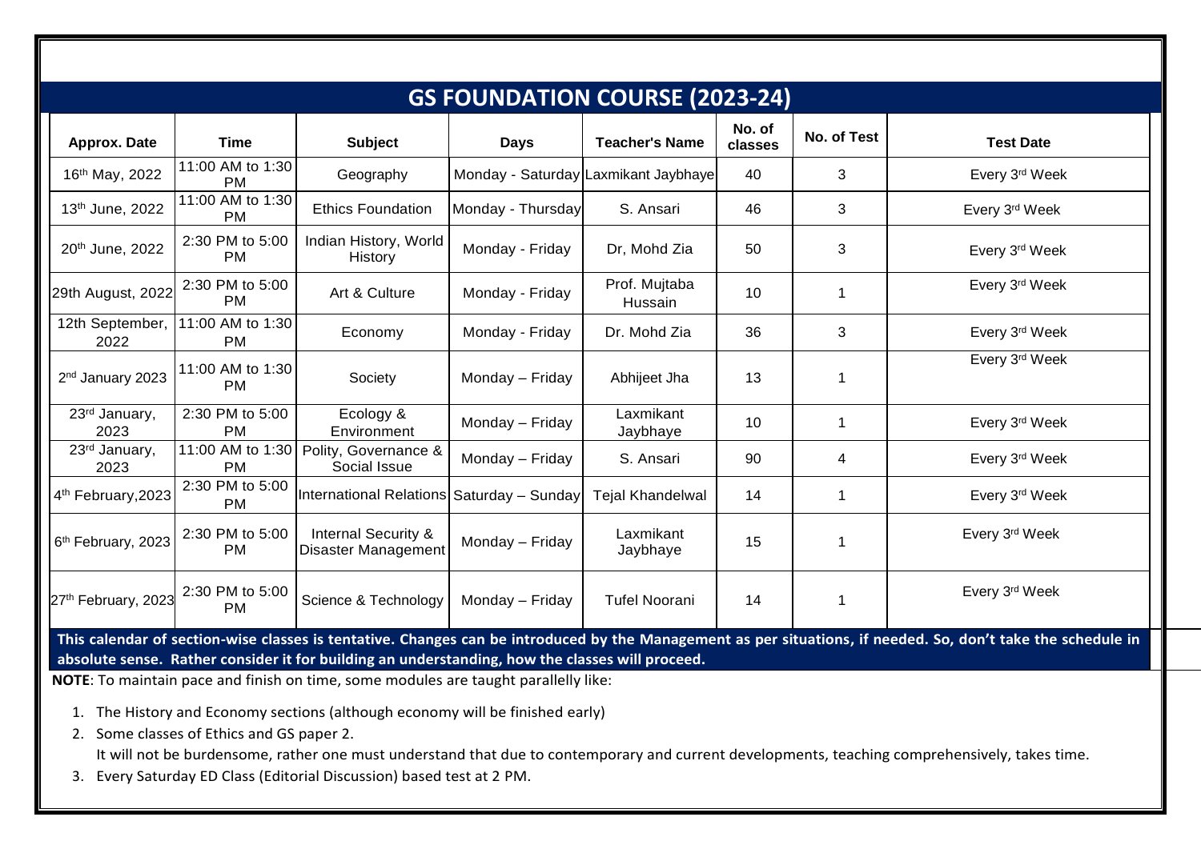# GS FOUNDATION COURSE (2023-24)

| Approx. Date | Time | Subject | Days | Teacher's Name | No. of classes | No. of Test | Test Date |
|---|---|---|---|---|---|---|---|
| 16th May, 2022 | 11:00 AM to 1:30 PM | Geography | Monday - Saturday | Laxmikant Jaybhaye | 40 | 3 | Every 3rd Week |
| 13th June, 2022 | 11:00 AM to 1:30 PM | Ethics Foundation | Monday - Thursday | S. Ansari | 46 | 3 | Every 3rd Week |
| 20th June, 2022 | 2:30 PM to 5:00 PM | Indian History, World History | Monday - Friday | Dr, Mohd Zia | 50 | 3 | Every 3rd Week |
| 29th August, 2022 | 2:30 PM to 5:00 PM | Art & Culture | Monday - Friday | Prof. Mujtaba Hussain | 10 | 1 | Every 3rd Week |
| 12th September, 2022 | 11:00 AM to 1:30 PM | Economy | Monday - Friday | Dr. Mohd Zia | 36 | 3 | Every 3rd Week |
| 2nd January 2023 | 11:00 AM to 1:30 PM | Society | Monday – Friday | Abhijeet Jha | 13 | 1 | Every 3rd Week |
| 23rd January, 2023 | 2:30 PM to 5:00 PM | Ecology & Environment | Monday – Friday | Laxmikant Jaybhaye | 10 | 1 | Every 3rd Week |
| 23rd January, 2023 | 11:00 AM to 1:30 PM | Polity, Governance & Social Issue | Monday – Friday | S. Ansari | 90 | 4 | Every 3rd Week |
| 4th February,2023 | 2:30 PM to 5:00 PM | International Relations | Saturday – Sunday | Tejal Khandelwal | 14 | 1 | Every 3rd Week |
| 6th February, 2023 | 2:30 PM to 5:00 PM | Internal Security & Disaster Management | Monday – Friday | Laxmikant Jaybhaye | 15 | 1 | Every 3rd Week |
| 27th February, 2023 | 2:30 PM to 5:00 PM | Science & Technology | Monday – Friday | Tufel Noorani | 14 | 1 | Every 3rd Week |

**This calendar of section-wise classes is tentative. Changes can be introduced by the Management as per situations, if needed. So, don't take the schedule in absolute sense. Rather consider it for building an understanding, how the classes will proceed.**

**NOTE**: To maintain pace and finish on time, some modules are taught parallelly like:

1. The History and Economy sections (although economy will be finished early)
2. Some classes of Ethics and GS paper 2.
   It will not be burdensome, rather one must understand that due to contemporary and current developments, teaching comprehensively, takes time.
3. Every Saturday ED Class (Editorial Discussion) based test at 2 PM.